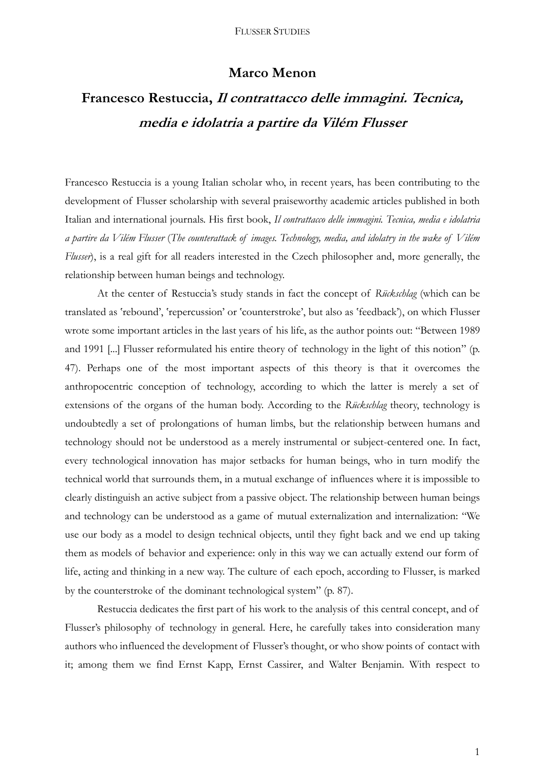# Marco Menon

## Francesco Restuccia, *Il contrattacco delle immagini. Tecnica, media e idolatria a partire da Vilém Flusser*

Francesco Restuccia is a young Italian scholar who, in recent years, has been contributing to the development of Flusser scholarship with several praiseworthy academic articles published in both Italian and international journals. His first book, *Il contrattacco delle immagini. Tecnica, media e idolatria a partire da Vilém Flusser* (*The counterattack of images. Technology, media, and idolatry in the wake of Vilém Flusser*), is a real gift for all readers interested in the Czech philosopher and, more generally, the relationship between human beings and technology.

At the center of Restuccia's study stands in fact the concept of *Rückschlag* (which can be translated as 'rebound', 'repercussion' or 'counterstroke', but also as 'feedback'), on which Flusser wrote some important articles in the last years of his life, as the author points out: "Between 1989 and 1991 [...] Flusser reformulated his entire theory of technology in the light of this notion" (p. 47). Perhaps one of the most important aspects of this theory is that it overcomes the anthropocentric conception of technology, according to which the latter is merely a set of extensions of the organs of the human body. According to the *Rückschlag* theory, technology is undoubtedly a set of prolongations of human limbs, but the relationship between humans and technology should not be understood as a merely instrumental or subject-centered one. In fact, every technological innovation has major setbacks for human beings, who in turn modify the technical world that surrounds them, in a mutual exchange of influences where it is impossible to clearly distinguish an active subject from a passive object. The relationship between human beings and technology can be understood as a game of mutual externalization and internalization: "We use our body as a model to design technical objects, until they fight back and we end up taking them as models of behavior and experience: only in this way we can actually extend our form of life, acting and thinking in a new way. The culture of each epoch, according to Flusser, is marked by the counterstroke of the dominant technological system" (p. 87).

Restuccia dedicates the first part of his work to the analysis of this central concept, and of Flusser's philosophy of technology in general. Here, he carefully takes into consideration many authors who influenced the development of Flusser's thought, or who show points of contact with it; among them we find Ernst Kapp, Ernst Cassirer, and Walter Benjamin. With respect to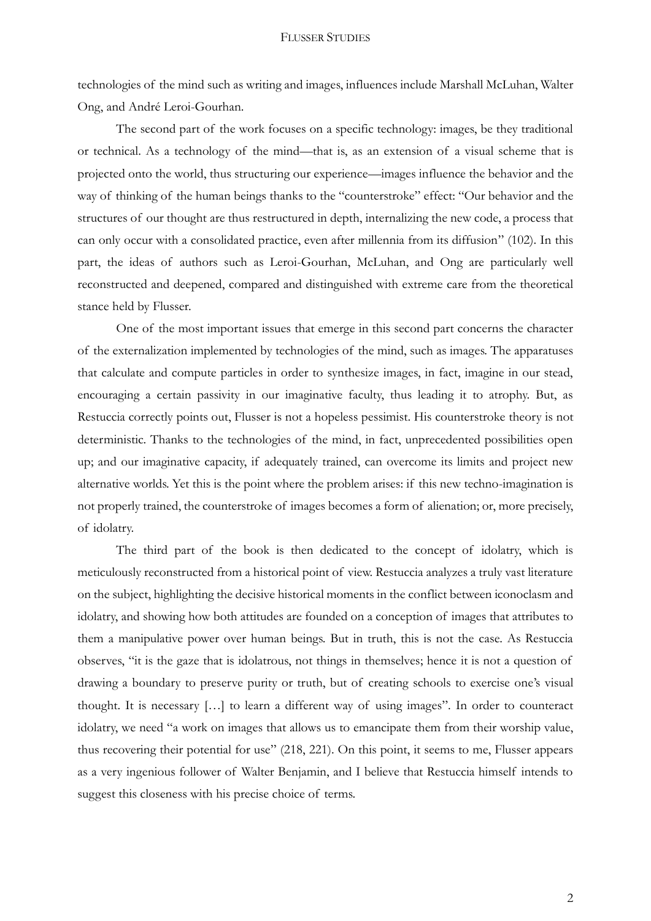technologies of the mind such as writing and images, influences include Marshall McLuhan, Walter Ong, and André Leroi-Gourhan.

The second part of the work focuses on a specific technology: images, be they traditional or technical. As a technology of the mind—that is, as an extension of a visual scheme that is projected onto the world, thus structuring our experience—images influence the behavior and the way of thinking of the human beings thanks to the "counterstroke" effect: "Our behavior and the structures of our thought are thus restructured in depth, internalizing the new code, a process that can only occur with a consolidated practice, even after millennia from its diffusion" (102). In this part, the ideas of authors such as Leroi-Gourhan, McLuhan, and Ong are particularly well reconstructed and deepened, compared and distinguished with extreme care from the theoretical stance held by Flusser.

One of the most important issues that emerge in this second part concerns the character of the externalization implemented by technologies of the mind, such as images. The apparatuses that calculate and compute particles in order to synthesize images, in fact, imagine in our stead, encouraging a certain passivity in our imaginative faculty, thus leading it to atrophy. But, as Restuccia correctly points out, Flusser is not a hopeless pessimist. His counterstroke theory is not deterministic. Thanks to the technologies of the mind, in fact, unprecedented possibilities open up; and our imaginative capacity, if adequately trained, can overcome its limits and project new alternative worlds. Yet this is the point where the problem arises: if this new techno-imagination is not properly trained, the counterstroke of images becomes a form of alienation; or, more precisely, of idolatry.

The third part of the book is then dedicated to the concept of idolatry, which is meticulously reconstructed from a historical point of view. Restuccia analyzes a truly vast literature on the subject, highlighting the decisive historical moments in the conflict between iconoclasm and idolatry, and showing how both attitudes are founded on a conception of images that attributes to them a manipulative power over human beings. But in truth, this is not the case. As Restuccia observes, "it is the gaze that is idolatrous, not things in themselves; hence it is not a question of drawing a boundary to preserve purity or truth, but of creating schools to exercise one's visual thought. It is necessary […] to learn a different way of using images". In order to counteract idolatry, we need "a work on images that allows us to emancipate them from their worship value, thus recovering their potential for use" (218, 221). On this point, it seems to me, Flusser appears as a very ingenious follower of Walter Benjamin, and I believe that Restuccia himself intends to suggest this closeness with his precise choice of terms.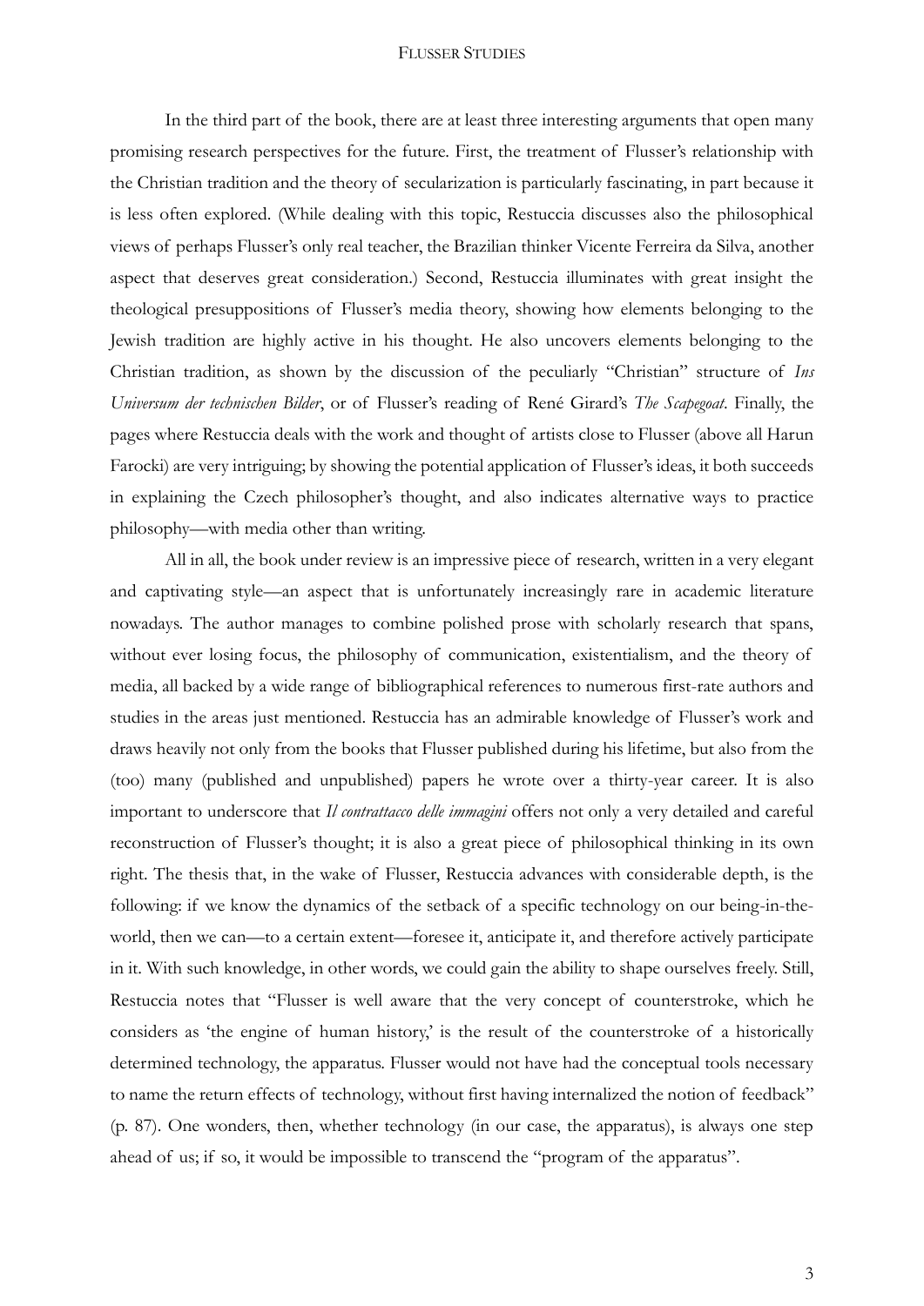In the third part of the book, there are at least three interesting arguments that open many promising research perspectives for the future. First, the treatment of Flusser's relationship with the Christian tradition and the theory of secularization is particularly fascinating, in part because it is less often explored. (While dealing with this topic, Restuccia discusses also the philosophical views of perhaps Flusser's only real teacher, the Brazilian thinker Vicente Ferreira da Silva, another aspect that deserves great consideration.) Second, Restuccia illuminates with great insight the theological presuppositions of Flusser's media theory, showing how elements belonging to the Jewish tradition are highly active in his thought. He also uncovers elements belonging to the Christian tradition, as shown by the discussion of the peculiarly "Christian" structure of *Ins Universum der technischen Bilder*, or of Flusser's reading of René Girard's *The Scapegoat*. Finally, the pages where Restuccia deals with the work and thought of artists close to Flusser (above all Harun Farocki) are very intriguing; by showing the potential application of Flusser's ideas, it both succeeds in explaining the Czech philosopher's thought, and also indicates alternative ways to practice philosophy—with media other than writing.

All in all, the book under review is an impressive piece of research, written in a very elegant and captivating style—an aspect that is unfortunately increasingly rare in academic literature nowadays. The author manages to combine polished prose with scholarly research that spans, without ever losing focus, the philosophy of communication, existentialism, and the theory of media, all backed by a wide range of bibliographical references to numerous first-rate authors and studies in the areas just mentioned. Restuccia has an admirable knowledge of Flusser's work and draws heavily not only from the books that Flusser published during his lifetime, but also from the (too) many (published and unpublished) papers he wrote over a thirty-year career. It is also important to underscore that *Il contrattacco delle immagini* offers not only a very detailed and careful reconstruction of Flusser's thought; it is also a great piece of philosophical thinking in its own right. The thesis that, in the wake of Flusser, Restuccia advances with considerable depth, is the following: if we know the dynamics of the setback of a specific technology on our being-in-the-world, then we can—to a certain extent—foresee it, anticipate it, and therefore actively participate in it. With such knowledge, in other words, we could gain the ability to shape ourselves freely. Still, Restuccia notes that "Flusser is well aware that the very concept of counterstroke, which he considers as 'the engine of human history,' is the result of the counterstroke of a historically determined technology, the apparatus. Flusser would not have had the conceptual tools necessary to name the return effects of technology, without first having internalized the notion of feedback" (p. 87). One wonders, then, whether technology (in our case, the apparatus), is always one step ahead of us; if so, it would be impossible to transcend the "program of the apparatus".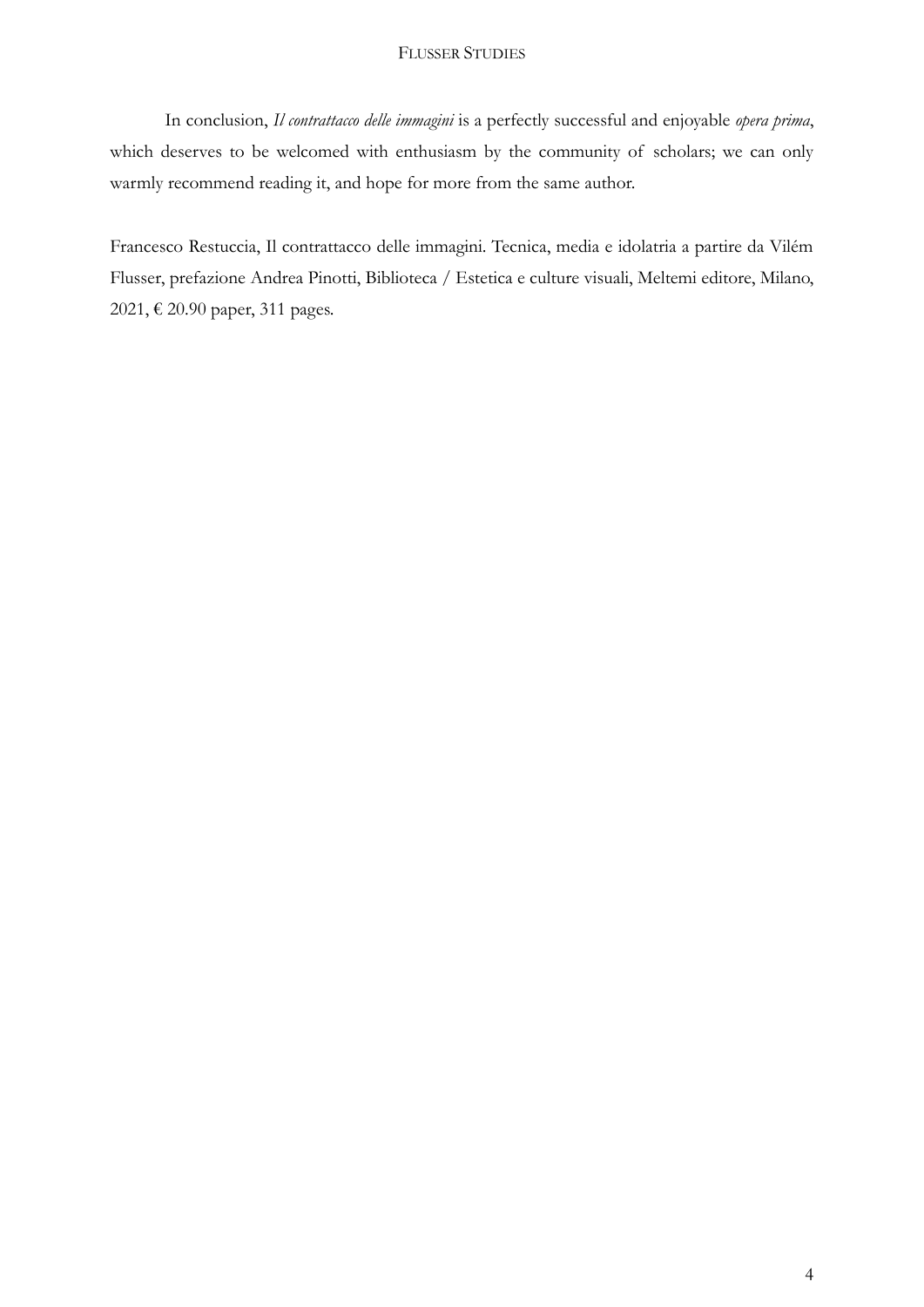In conclusion, *Il contrattacco delle immagini* is a perfectly successful and enjoyable *opera prima*, which deserves to be welcomed with enthusiasm by the community of scholars; we can only warmly recommend reading it, and hope for more from the same author.

Francesco Restuccia, Il contrattacco delle immagini. Tecnica, media e idolatria a partire da Vilém Flusser, prefazione Andrea Pinotti, Biblioteca / Estetica e culture visuali, Meltemi editore, Milano, 2021, € 20.90 paper, 311 pages.